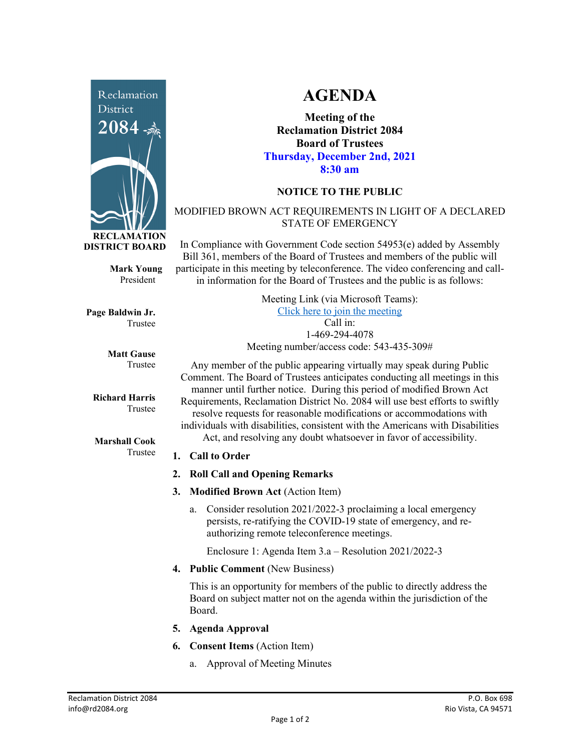Reclamation District 2084

**RECLAMATION DISTRICT BOARD**

**Mark Young**
President

**Page Baldwin Jr.**
Trustee

**Matt Gause**
Trustee

**Richard Harris**
Trustee

**Marshall Cook**
Trustee

# AGENDA

**Meeting of the**
**Reclamation District 2084**
**Board of Trustees**
**Thursday, December 2nd, 2021**
**8:30 am**

**NOTICE TO THE PUBLIC**

MODIFIED BROWN ACT REQUIREMENTS IN LIGHT OF A DECLARED STATE OF EMERGENCY

In Compliance with Government Code section 54953(e) added by Assembly Bill 361, members of the Board of Trustees and members of the public will participate in this meeting by teleconference. The video conferencing and call-in information for the Board of Trustees and the public is as follows:

Meeting Link (via Microsoft Teams):
Click here to join the meeting
Call in:
1-469-294-4078
Meeting number/access code: 543-435-309#

Any member of the public appearing virtually may speak during Public Comment. The Board of Trustees anticipates conducting all meetings in this manner until further notice. During this period of modified Brown Act Requirements, Reclamation District No. 2084 will use best efforts to swiftly resolve requests for reasonable modifications or accommodations with individuals with disabilities, consistent with the Americans with Disabilities Act, and resolving any doubt whatsoever in favor of accessibility.

1. **Call to Order**
2. **Roll Call and Opening Remarks**
3. **Modified Brown Act** (Action Item)
   a. Consider resolution 2021/2022-3 proclaiming a local emergency persists, re-ratifying the COVID-19 state of emergency, and re-authorizing remote teleconference meetings.

      Enclosure 1: Agenda Item 3.a – Resolution 2021/2022-3
4. **Public Comment** (New Business)

   This is an opportunity for members of the public to directly address the Board on subject matter not on the agenda within the jurisdiction of the Board.
5. **Agenda Approval**
6. **Consent Items** (Action Item)
   a. Approval of Meeting Minutes

Reclamation District 2084
info@rd2084.org

P.O. Box 698
Rio Vista, CA 94571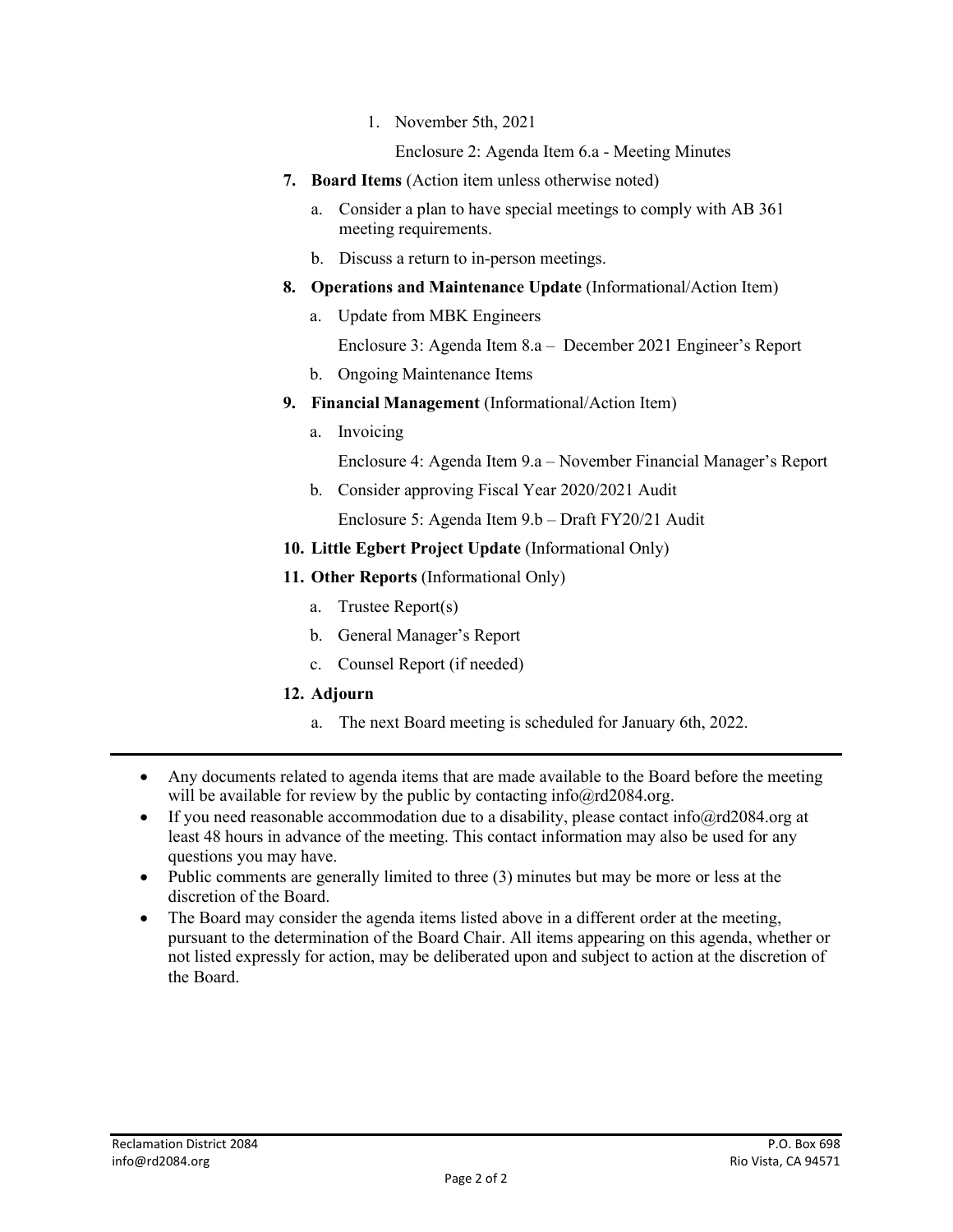1. November 5th, 2021

   Enclosure 2: Agenda Item 6.a - Meeting Minutes

7. **Board Items** (Action item unless otherwise noted)
   a. Consider a plan to have special meetings to comply with AB 361 meeting requirements.
   b. Discuss a return to in-person meetings.

8. **Operations and Maintenance Update** (Informational/Action Item)
   a. Update from MBK Engineers

      Enclosure 3: Agenda Item 8.a – December 2021 Engineer's Report

   b. Ongoing Maintenance Items

9. **Financial Management** (Informational/Action Item)
   a. Invoicing

      Enclosure 4: Agenda Item 9.a – November Financial Manager's Report

   b. Consider approving Fiscal Year 2020/2021 Audit

      Enclosure 5: Agenda Item 9.b – Draft FY20/21 Audit

10. **Little Egbert Project Update** (Informational Only)

11. **Other Reports** (Informational Only)
    a. Trustee Report(s)
    b. General Manager's Report
    c. Counsel Report (if needed)

12. **Adjourn**
    a. The next Board meeting is scheduled for January 6th, 2022.

---

- Any documents related to agenda items that are made available to the Board before the meeting will be available for review by the public by contacting info@rd2084.org.
- If you need reasonable accommodation due to a disability, please contact info@rd2084.org at least 48 hours in advance of the meeting. This contact information may also be used for any questions you may have.
- Public comments are generally limited to three (3) minutes but may be more or less at the discretion of the Board.
- The Board may consider the agenda items listed above in a different order at the meeting, pursuant to the determination of the Board Chair. All items appearing on this agenda, whether or not listed expressly for action, may be deliberated upon and subject to action at the discretion of the Board.